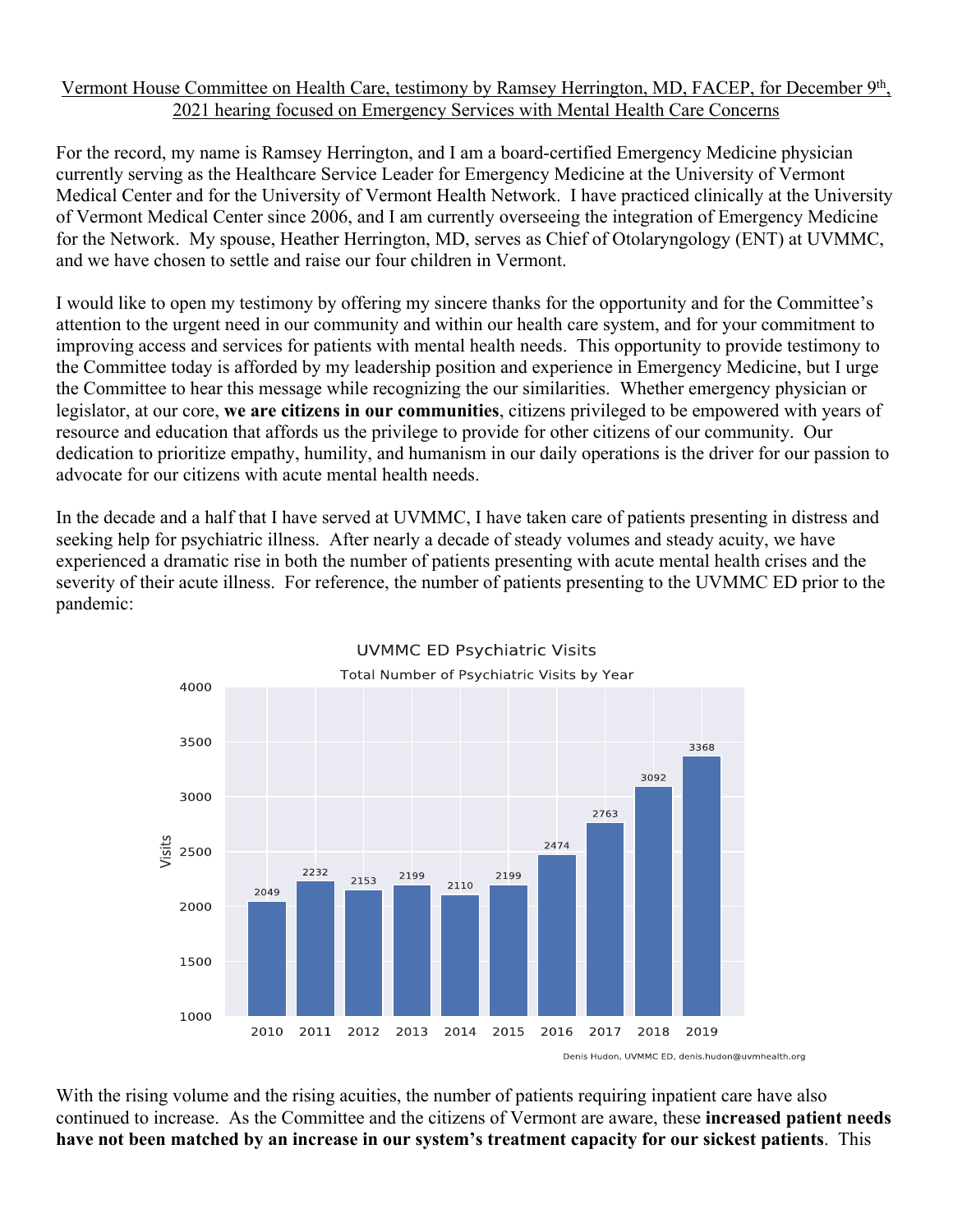# Vermont House Committee on Health Care, testimony by Ramsey Herrington, MD, FACEP, for December 9th, 2021 hearing focused on Emergency Services with Mental Health Care Concerns

For the record, my name is Ramsey Herrington, and I am a board-certified Emergency Medicine physician currently serving as the Healthcare Service Leader for Emergency Medicine at the University of Vermont Medical Center and for the University of Vermont Health Network. I have practiced clinically at the University of Vermont Medical Center since 2006, and I am currently overseeing the integration of Emergency Medicine for the Network. My spouse, Heather Herrington, MD, serves as Chief of Otolaryngology (ENT) at UVMMC, and we have chosen to settle and raise our four children in Vermont.

I would like to open my testimony by offering my sincere thanks for the opportunity and for the Committee's attention to the urgent need in our community and within our health care system, and for your commitment to improving access and services for patients with mental health needs. This opportunity to provide testimony to the Committee today is afforded by my leadership position and experience in Emergency Medicine, but I urge the Committee to hear this message while recognizing the our similarities. Whether emergency physician or legislator, at our core, **we are citizens in our communities**, citizens privileged to be empowered with years of resource and education that affords us the privilege to provide for other citizens of our community. Our dedication to prioritize empathy, humility, and humanism in our daily operations is the driver for our passion to advocate for our citizens with acute mental health needs.

In the decade and a half that I have served at UVMMC, I have taken care of patients presenting in distress and seeking help for psychiatric illness. After nearly a decade of steady volumes and steady acuity, we have experienced a dramatic rise in both the number of patients presenting with acute mental health crises and the severity of their acute illness. For reference, the number of patients presenting to the UVMMC ED prior to the pandemic:

**UVMMC ED Psychiatric Visits**

Total Number of Psychiatric Visits by Year

| Year | Visits |
|---|---|
| 2010 | 2049 |
| 2011 | 2232 |
| 2012 | 2153 |
| 2013 | 2199 |
| 2014 | 2110 |
| 2015 | 2199 |
| 2016 | 2474 |
| 2017 | 2763 |
| 2018 | 3092 |
| 2019 | 3368 |

Denis Hudon, UVMMC ED, denis.hudon@uvmhealth.org

With the rising volume and the rising acuities, the number of patients requiring inpatient care have also continued to increase. As the Committee and the citizens of Vermont are aware, these **increased patient needs have not been matched by an increase in our system's treatment capacity for our sickest patients**. This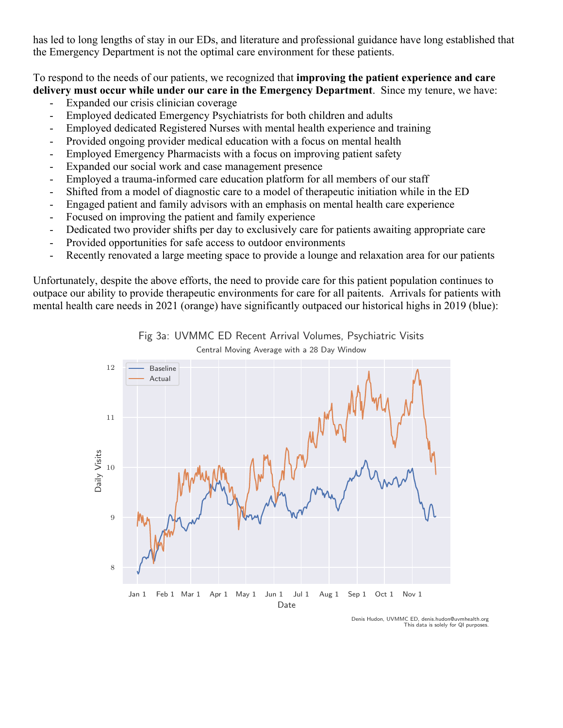has led to long lengths of stay in our EDs, and literature and professional guidance have long established that the Emergency Department is not the optimal care environment for these patients.

To respond to the needs of our patients, we recognized that **improving the patient experience and care delivery must occur while under our care in the Emergency Department**. Since my tenure, we have:

- Expanded our crisis clinician coverage
- Employed dedicated Emergency Psychiatrists for both children and adults
- Employed dedicated Registered Nurses with mental health experience and training
- Provided ongoing provider medical education with a focus on mental health
- Employed Emergency Pharmacists with a focus on improving patient safety
- Expanded our social work and case management presence
- Employed a trauma-informed care education platform for all members of our staff
- Shifted from a model of diagnostic care to a model of therapeutic initiation while in the ED
- Engaged patient and family advisors with an emphasis on mental health care experience
- Focused on improving the patient and family experience
- Dedicated two provider shifts per day to exclusively care for patients awaiting appropriate care
- Provided opportunities for safe access to outdoor environments
- Recently renovated a large meeting space to provide a lounge and relaxation area for our patients

Unfortunately, despite the above efforts, the need to provide care for this patient population continues to outpace our ability to provide therapeutic environments for care for all paitents. Arrivals for patients with mental health care needs in 2021 (orange) have significantly outpaced our historical highs in 2019 (blue):

Fig 3a: UVMMC ED Recent Arrival Volumes, Psychiatric Visits

Central Moving Average with a 28 Day Window

Denis Hudon, UVMMC ED, denis.hudon@uvmhealth.org
This data is solely for QI purposes.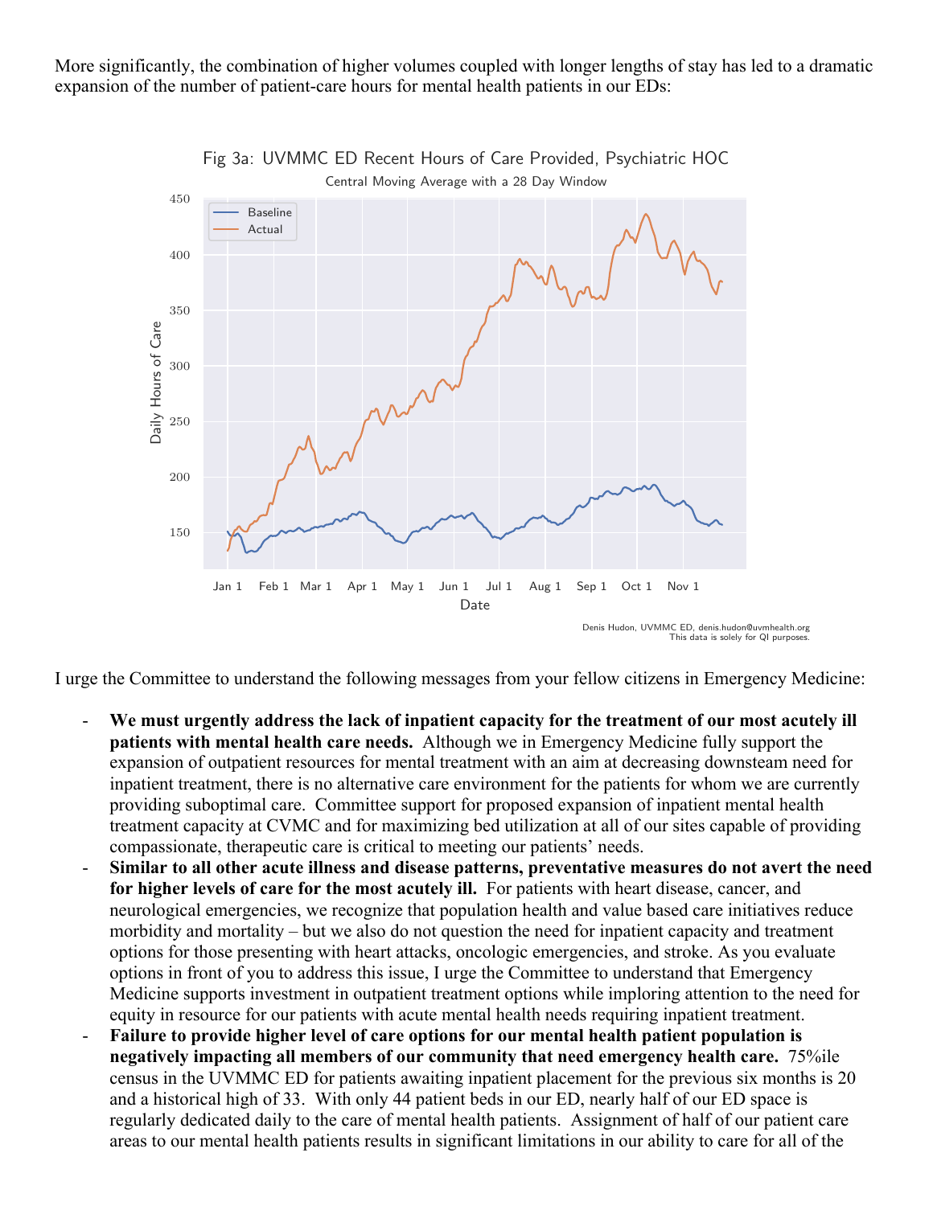More significantly, the combination of higher volumes coupled with longer lengths of stay has led to a dramatic expansion of the number of patient-care hours for mental health patients in our EDs:

Fig 3a: UVMMC ED Recent Hours of Care Provided, Psychiatric HOC

Central Moving Average with a 28 Day Window

Denis Hudon, UVMMC ED, denis.hudon@uvmhealth.org
This data is solely for QI purposes.

I urge the Committee to understand the following messages from your fellow citizens in Emergency Medicine:

- **We must urgently address the lack of inpatient capacity for the treatment of our most acutely ill patients with mental health care needs.** Although we in Emergency Medicine fully support the expansion of outpatient resources for mental treatment with an aim at decreasing downsteam need for inpatient treatment, there is no alternative care environment for the patients for whom we are currently providing suboptimal care. Committee support for proposed expansion of inpatient mental health treatment capacity at CVMC and for maximizing bed utilization at all of our sites capable of providing compassionate, therapeutic care is critical to meeting our patients' needs.
- **Similar to all other acute illness and disease patterns, preventative measures do not avert the need for higher levels of care for the most acutely ill.** For patients with heart disease, cancer, and neurological emergencies, we recognize that population health and value based care initiatives reduce morbidity and mortality – but we also do not question the need for inpatient capacity and treatment options for those presenting with heart attacks, oncologic emergencies, and stroke. As you evaluate options in front of you to address this issue, I urge the Committee to understand that Emergency Medicine supports investment in outpatient treatment options while imploring attention to the need for equity in resource for our patients with acute mental health needs requiring inpatient treatment.
- **Failure to provide higher level of care options for our mental health patient population is negatively impacting all members of our community that need emergency health care.** 75%ile census in the UVMMC ED for patients awaiting inpatient placement for the previous six months is 20 and a historical high of 33. With only 44 patient beds in our ED, nearly half of our ED space is regularly dedicated daily to the care of mental health patients. Assignment of half of our patient care areas to our mental health patients results in significant limitations in our ability to care for all of the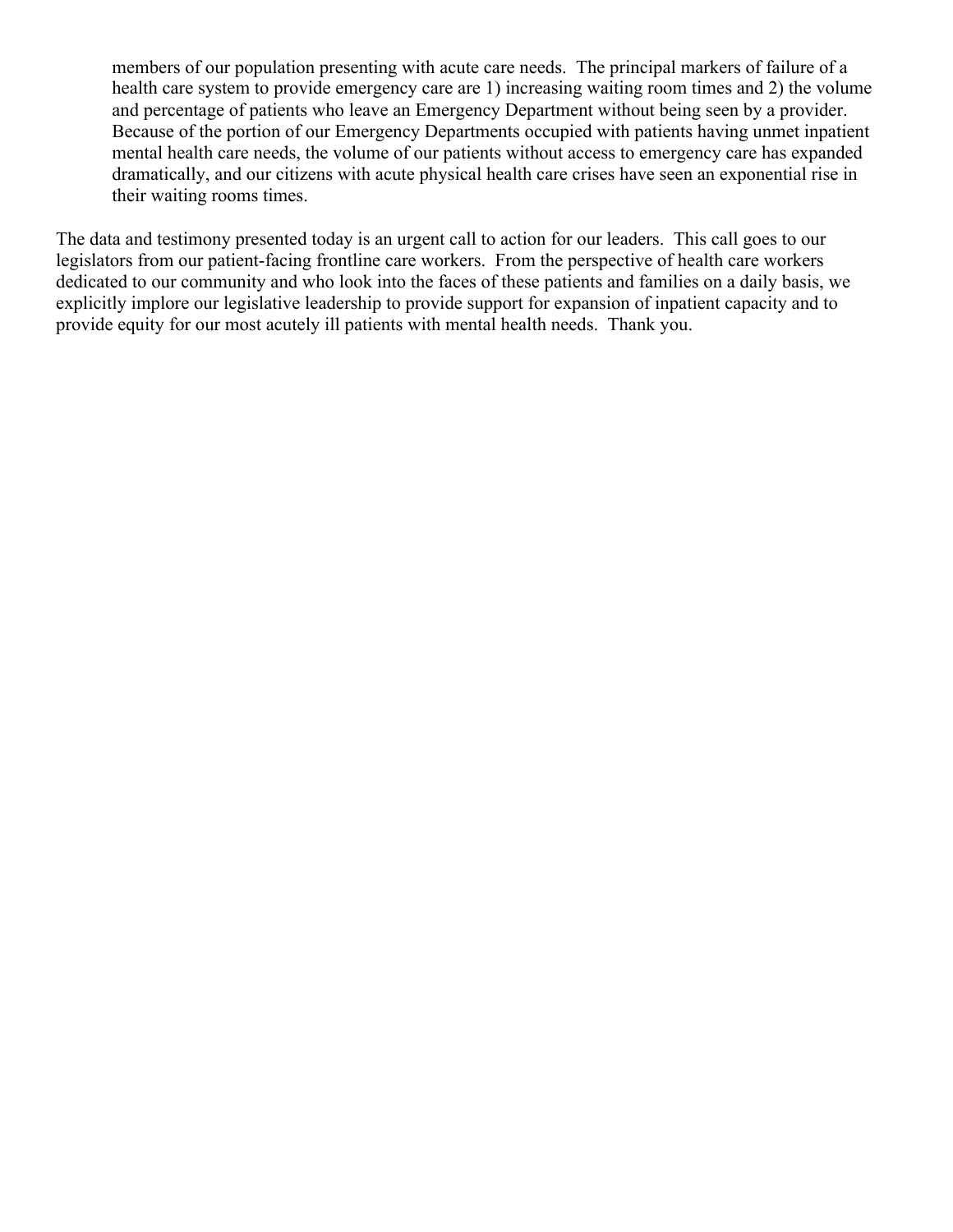members of our population presenting with acute care needs. The principal markers of failure of a health care system to provide emergency care are 1) increasing waiting room times and 2) the volume and percentage of patients who leave an Emergency Department without being seen by a provider. Because of the portion of our Emergency Departments occupied with patients having unmet inpatient mental health care needs, the volume of our patients without access to emergency care has expanded dramatically, and our citizens with acute physical health care crises have seen an exponential rise in their waiting rooms times.

The data and testimony presented today is an urgent call to action for our leaders. This call goes to our legislators from our patient-facing frontline care workers. From the perspective of health care workers dedicated to our community and who look into the faces of these patients and families on a daily basis, we explicitly implore our legislative leadership to provide support for expansion of inpatient capacity and to provide equity for our most acutely ill patients with mental health needs. Thank you.